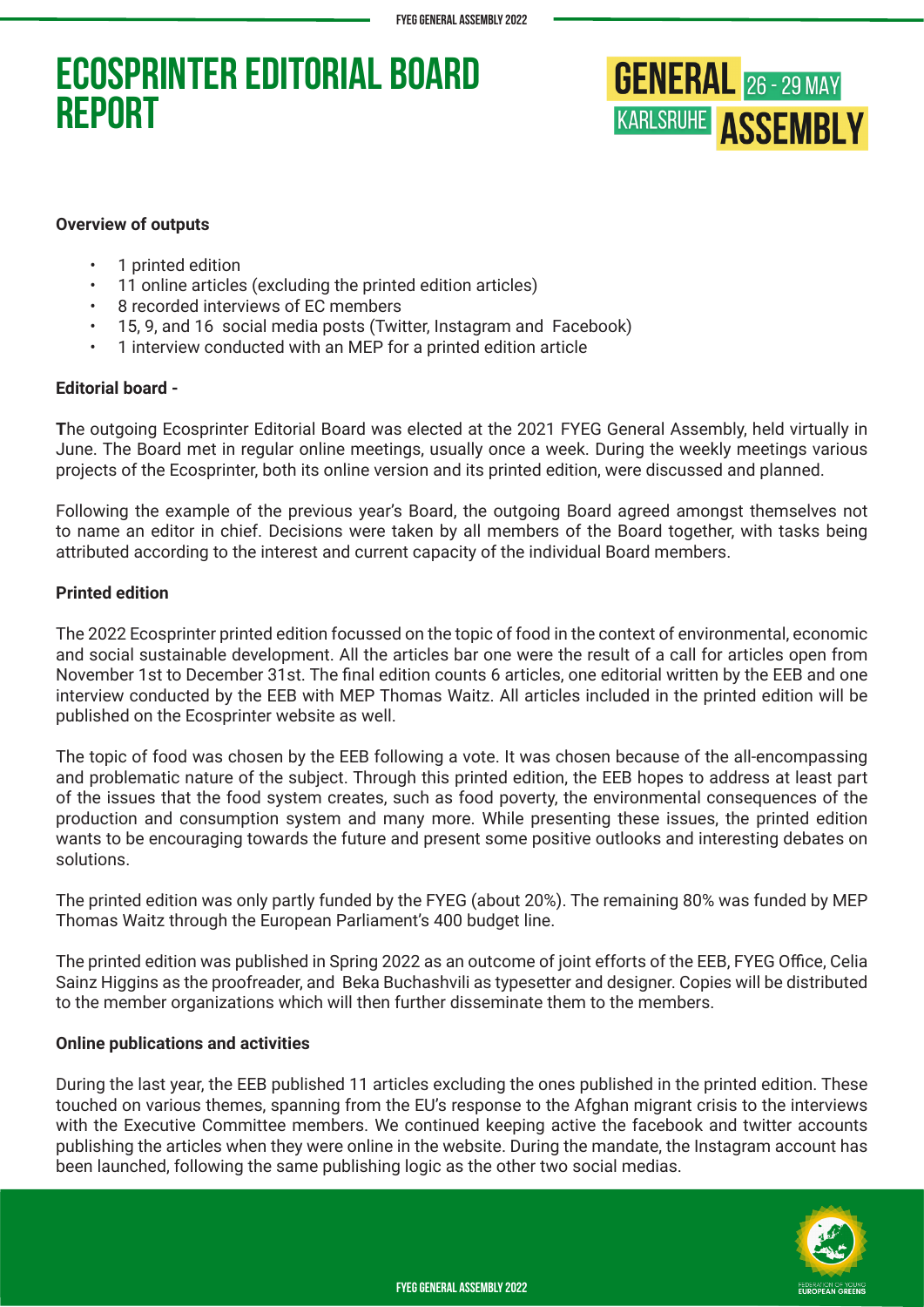# ECOSPRINTER EDITORIAL BOARD REPORT

**Overview of outputs**

- 1 printed edition
- 11 online articles (excluding the printed edition articles)
- 8 recorded interviews of EC members
- 15, 9, and 16 social media posts (Twitter, Instagram and Facebook)
- 1 interview conducted with an MEP for a printed edition article

**Editorial board -**

**T**he outgoing Ecosprinter Editorial Board was elected at the 2021 FYEG General Assembly, held virtually in June. The Board met in regular online meetings, usually once a week. During the weekly meetings various projects of the Ecosprinter, both its online version and its printed edition, were discussed and planned.

Following the example of the previous year's Board, the outgoing Board agreed amongst themselves not to name an editor in chief. Decisions were taken by all members of the Board together, with tasks being attributed according to the interest and current capacity of the individual Board members.

**Printed edition**

The 2022 Ecosprinter printed edition focussed on the topic of food in the context of environmental, economic and social sustainable development. All the articles bar one were the result of a call for articles open from November 1st to December 31st. The final edition counts 6 articles, one editorial written by the EEB and one interview conducted by the EEB with MEP Thomas Waitz. All articles included in the printed edition will be published on the Ecosprinter website as well.

The topic of food was chosen by the EEB following a vote. It was chosen because of the all-encompassing and problematic nature of the subject. Through this printed edition, the EEB hopes to address at least part of the issues that the food system creates, such as food poverty, the environmental consequences of the production and consumption system and many more. While presenting these issues, the printed edition wants to be encouraging towards the future and present some positive outlooks and interesting debates on solutions.

The printed edition was only partly funded by the FYEG (about 20%). The remaining 80% was funded by MEP Thomas Waitz through the European Parliament's 400 budget line.

The printed edition was published in Spring 2022 as an outcome of joint efforts of the EEB, FYEG Office, Celia Sainz Higgins as the proofreader, and Beka Buchashvili as typesetter and designer. Copies will be distributed to the member organizations which will then further disseminate them to the members.

**Online publications and activities**

During the last year, the EEB published 11 articles excluding the ones published in the printed edition. These touched on various themes, spanning from the EU's response to the Afghan migrant crisis to the interviews with the Executive Committee members. We continued keeping active the facebook and twitter accounts publishing the articles when they were online in the website. During the mandate, the Instagram account has been launched, following the same publishing logic as the other two social medias.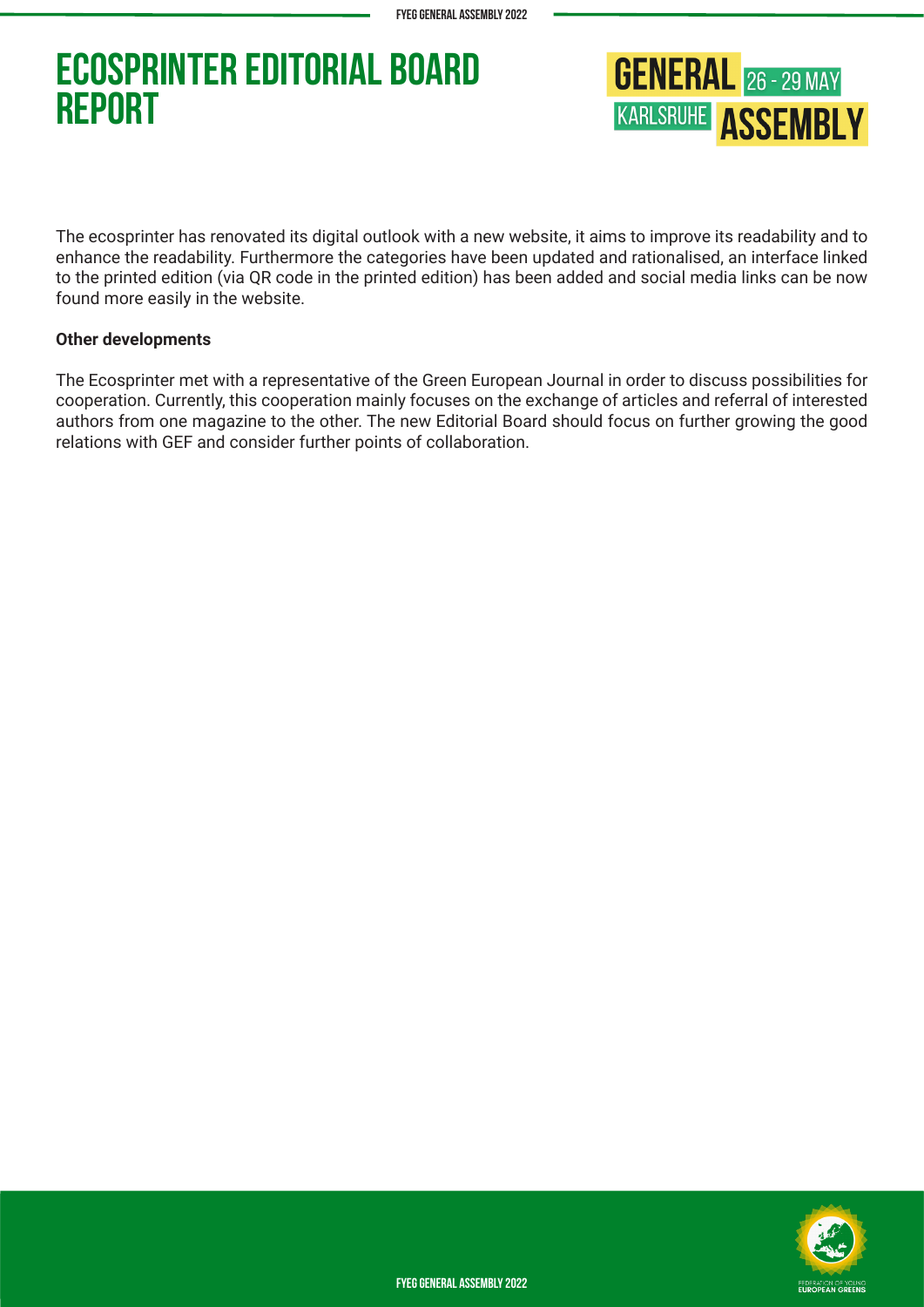# ECOSPRINTER EDITORIAL BOARD REPORT

GENERAL 26 - 29 MAY KARLSRUHE ASSEMBLY

The ecosprinter has renovated its digital outlook with a new website, it aims to improve its readability and to enhance the readability. Furthermore the categories have been updated and rationalised, an interface linked to the printed edition (via QR code in the printed edition) has been added and social media links can be now found more easily in the website.

**Other developments**

The Ecosprinter met with a representative of the Green European Journal in order to discuss possibilities for cooperation. Currently, this cooperation mainly focuses on the exchange of articles and referral of interested authors from one magazine to the other. The new Editorial Board should focus on further growing the good relations with GEF and consider further points of collaboration.